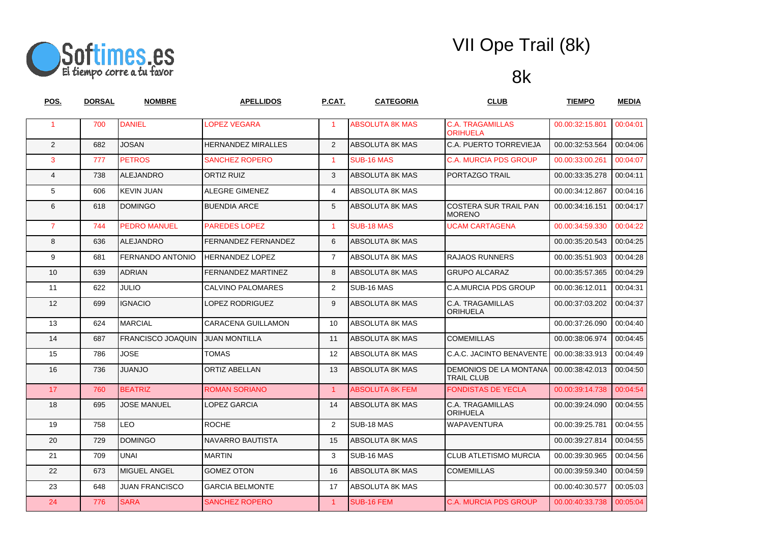Softimes.es
El tiempo corre a tu favor

# VII Ope Trail (8k)

## 8k

| POS. | DORSAL | NOMBRE | APELLIDOS | P.CAT. | CATEGORIA | CLUB | TIEMPO | MEDIA |
|---|---|---|---|---|---|---|---|---|
| 1 | 700 | DANIEL | LOPEZ VEGARA | 1 | ABSOLUTA 8K MAS | C.A. TRAGAMILLAS ORIHUELA | 00.00:32:15.801 | 00:04:01 |
| 2 | 682 | JOSAN | HERNANDEZ MIRALLES | 2 | ABSOLUTA 8K MAS | C.A. PUERTO TORREVIEJA | 00.00:32:53.564 | 00:04:06 |
| 3 | 777 | PETROS | SANCHEZ ROPERO | 1 | SUB-16 MAS | C.A. MURCIA PDS GROUP | 00.00:33:00.261 | 00:04:07 |
| 4 | 738 | ALEJANDRO | ORTIZ RUIZ | 3 | ABSOLUTA 8K MAS | PORTAZGO TRAIL | 00.00:33:35.278 | 00:04:11 |
| 5 | 606 | KEVIN JUAN | ALEGRE GIMENEZ | 4 | ABSOLUTA 8K MAS | | 00.00:34:12.867 | 00:04:16 |
| 6 | 618 | DOMINGO | BUENDIA ARCE | 5 | ABSOLUTA 8K MAS | COSTERA SUR TRAIL PAN MORENO | 00.00:34:16.151 | 00:04:17 |
| 7 | 744 | PEDRO MANUEL | PAREDES LOPEZ | 1 | SUB-18 MAS | UCAM CARTAGENA | 00.00:34:59.330 | 00:04:22 |
| 8 | 636 | ALEJANDRO | FERNANDEZ FERNANDEZ | 6 | ABSOLUTA 8K MAS | | 00.00:35:20.543 | 00:04:25 |
| 9 | 681 | FERNANDO ANTONIO | HERNANDEZ LOPEZ | 7 | ABSOLUTA 8K MAS | RAJAOS RUNNERS | 00.00:35:51.903 | 00:04:28 |
| 10 | 639 | ADRIAN | FERNANDEZ MARTINEZ | 8 | ABSOLUTA 8K MAS | GRUPO ALCARAZ | 00.00:35:57.365 | 00:04:29 |
| 11 | 622 | JULIO | CALVINO PALOMARES | 2 | SUB-16 MAS | C.A.MURCIA PDS GROUP | 00.00:36:12.011 | 00:04:31 |
| 12 | 699 | IGNACIO | LOPEZ RODRIGUEZ | 9 | ABSOLUTA 8K MAS | C.A. TRAGAMILLAS ORIHUELA | 00.00:37:03.202 | 00:04:37 |
| 13 | 624 | MARCIAL | CARACENA GUILLAMON | 10 | ABSOLUTA 8K MAS | | 00.00:37:26.090 | 00:04:40 |
| 14 | 687 | FRANCISCO JOAQUIN | JUAN MONTILLA | 11 | ABSOLUTA 8K MAS | COMEMILLAS | 00.00:38:06.974 | 00:04:45 |
| 15 | 786 | JOSE | TOMAS | 12 | ABSOLUTA 8K MAS | C.A.C. JACINTO BENAVENTE | 00.00:38:33.913 | 00:04:49 |
| 16 | 736 | JUANJO | ORTIZ ABELLAN | 13 | ABSOLUTA 8K MAS | DEMONIOS DE LA MONTANA TRAIL CLUB | 00.00:38:42.013 | 00:04:50 |
| 17 | 760 | BEATRIZ | ROMAN SORIANO | 1 | ABSOLUTA 8K FEM | FONDISTAS DE YECLA | 00.00:39:14.738 | 00:04:54 |
| 18 | 695 | JOSE MANUEL | LOPEZ GARCIA | 14 | ABSOLUTA 8K MAS | C.A. TRAGAMILLAS ORIHUELA | 00.00:39:24.090 | 00:04:55 |
| 19 | 758 | LEO | ROCHE | 2 | SUB-18 MAS | WAPAVENTURA | 00.00:39:25.781 | 00:04:55 |
| 20 | 729 | DOMINGO | NAVARRO BAUTISTA | 15 | ABSOLUTA 8K MAS | | 00.00:39:27.814 | 00:04:55 |
| 21 | 709 | UNAI | MARTIN | 3 | SUB-16 MAS | CLUB ATLETISMO MURCIA | 00.00:39:30.965 | 00:04:56 |
| 22 | 673 | MIGUEL ANGEL | GOMEZ OTON | 16 | ABSOLUTA 8K MAS | COMEMILLAS | 00.00:39:59.340 | 00:04:59 |
| 23 | 648 | JUAN FRANCISCO | GARCIA BELMONTE | 17 | ABSOLUTA 8K MAS | | 00.00:40:30.577 | 00:05:03 |
| 24 | 776 | SARA | SANCHEZ ROPERO | 1 | SUB-16 FEM | C.A. MURCIA PDS GROUP | 00.00:40:33.738 | 00:05:04 |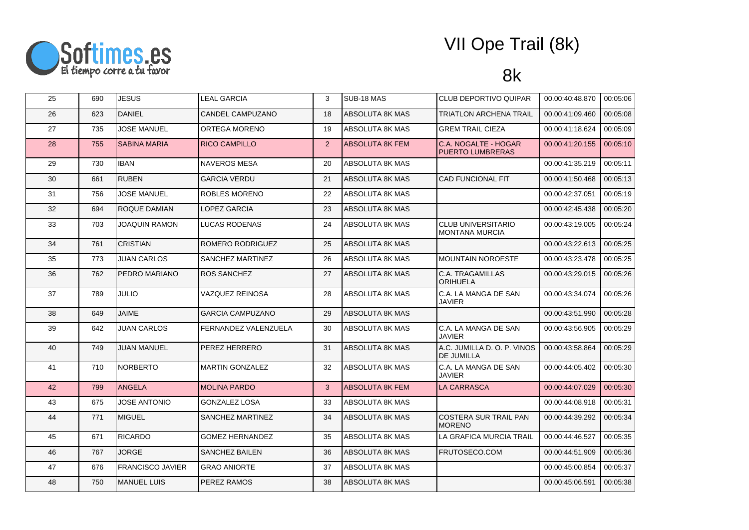# VII Ope Trail (8k)

## 8k

| | | | | | | | | |
|---|---|---|---|---|---|---|---|---|
| 25 | 690 | JESUS | LEAL GARCIA | 3 | SUB-18 MAS | CLUB DEPORTIVO QUIPAR | 00.00:40:48.870 | 00:05:06 |
| 26 | 623 | DANIEL | CANDEL CAMPUZANO | 18 | ABSOLUTA 8K MAS | TRIATLON ARCHENA TRAIL | 00.00:41:09.460 | 00:05:08 |
| 27 | 735 | JOSE MANUEL | ORTEGA MORENO | 19 | ABSOLUTA 8K MAS | GREM TRAIL CIEZA | 00.00:41:18.624 | 00:05:09 |
| 28 | 755 | SABINA MARIA | RICO CAMPILLO | 2 | ABSOLUTA 8K FEM | C.A. NOGALTE - HOGAR PUERTO LUMBRERAS | 00.00:41:20.155 | 00:05:10 |
| 29 | 730 | IBAN | NAVEROS MESA | 20 | ABSOLUTA 8K MAS | | 00.00:41:35.219 | 00:05:11 |
| 30 | 661 | RUBEN | GARCIA VERDU | 21 | ABSOLUTA 8K MAS | CAD FUNCIONAL FIT | 00.00:41:50.468 | 00:05:13 |
| 31 | 756 | JOSE MANUEL | ROBLES MORENO | 22 | ABSOLUTA 8K MAS | | 00.00:42:37.051 | 00:05:19 |
| 32 | 694 | ROQUE DAMIAN | LOPEZ GARCIA | 23 | ABSOLUTA 8K MAS | | 00.00:42:45.438 | 00:05:20 |
| 33 | 703 | JOAQUIN RAMON | LUCAS RODENAS | 24 | ABSOLUTA 8K MAS | CLUB UNIVERSITARIO MONTANA MURCIA | 00.00:43:19.005 | 00:05:24 |
| 34 | 761 | CRISTIAN | ROMERO RODRIGUEZ | 25 | ABSOLUTA 8K MAS | | 00.00:43:22.613 | 00:05:25 |
| 35 | 773 | JUAN CARLOS | SANCHEZ MARTINEZ | 26 | ABSOLUTA 8K MAS | MOUNTAIN NOROESTE | 00.00:43:23.478 | 00:05:25 |
| 36 | 762 | PEDRO MARIANO | ROS SANCHEZ | 27 | ABSOLUTA 8K MAS | C.A. TRAGAMILLAS ORIHUELA | 00.00:43:29.015 | 00:05:26 |
| 37 | 789 | JULIO | VAZQUEZ REINOSA | 28 | ABSOLUTA 8K MAS | C.A. LA MANGA DE SAN JAVIER | 00.00:43:34.074 | 00:05:26 |
| 38 | 649 | JAIME | GARCIA CAMPUZANO | 29 | ABSOLUTA 8K MAS | | 00.00:43:51.990 | 00:05:28 |
| 39 | 642 | JUAN CARLOS | FERNANDEZ VALENZUELA | 30 | ABSOLUTA 8K MAS | C.A. LA MANGA DE SAN JAVIER | 00.00:43:56.905 | 00:05:29 |
| 40 | 749 | JUAN MANUEL | PEREZ HERRERO | 31 | ABSOLUTA 8K MAS | A.C. JUMILLA D. O. P. VINOS DE JUMILLA | 00.00:43:58.864 | 00:05:29 |
| 41 | 710 | NORBERTO | MARTIN GONZALEZ | 32 | ABSOLUTA 8K MAS | C.A. LA MANGA DE SAN JAVIER | 00.00:44:05.402 | 00:05:30 |
| 42 | 799 | ANGELA | MOLINA PARDO | 3 | ABSOLUTA 8K FEM | LA CARRASCA | 00.00:44:07.029 | 00:05:30 |
| 43 | 675 | JOSE ANTONIO | GONZALEZ LOSA | 33 | ABSOLUTA 8K MAS | | 00.00:44:08.918 | 00:05:31 |
| 44 | 771 | MIGUEL | SANCHEZ MARTINEZ | 34 | ABSOLUTA 8K MAS | COSTERA SUR TRAIL PAN MORENO | 00.00:44:39.292 | 00:05:34 |
| 45 | 671 | RICARDO | GOMEZ HERNANDEZ | 35 | ABSOLUTA 8K MAS | LA GRAFICA MURCIA TRAIL | 00.00:44:46.527 | 00:05:35 |
| 46 | 767 | JORGE | SANCHEZ BAILEN | 36 | ABSOLUTA 8K MAS | FRUTOSECO.COM | 00.00:44:51.909 | 00:05:36 |
| 47 | 676 | FRANCISCO JAVIER | GRAO ANIORTE | 37 | ABSOLUTA 8K MAS | | 00.00:45:00.854 | 00:05:37 |
| 48 | 750 | MANUEL LUIS | PEREZ RAMOS | 38 | ABSOLUTA 8K MAS | | 00.00:45:06.591 | 00:05:38 |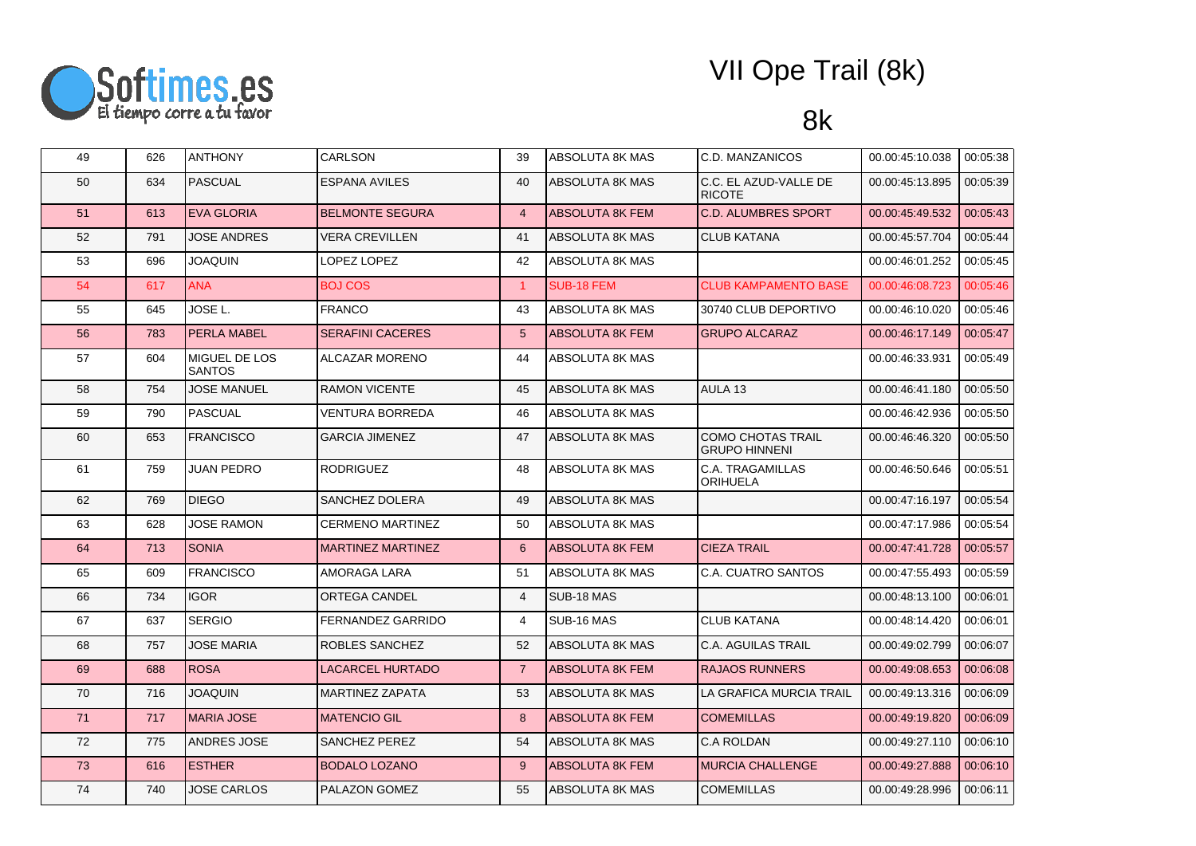# VII Ope Trail (8k)

## 8k

| | | | | | | | | |
|---|---|---|---|---|---|---|---|---|
| 49 | 626 | ANTHONY | CARLSON | 39 | ABSOLUTA 8K MAS | C.D. MANZANICOS | 00.00:45:10.038 | 00:05:38 |
| 50 | 634 | PASCUAL | ESPANA AVILES | 40 | ABSOLUTA 8K MAS | C.C. EL AZUD-VALLE DE RICOTE | 00.00:45:13.895 | 00:05:39 |
| 51 | 613 | EVA GLORIA | BELMONTE SEGURA | 4 | ABSOLUTA 8K FEM | C.D. ALUMBRES SPORT | 00.00:45:49.532 | 00:05:43 |
| 52 | 791 | JOSE ANDRES | VERA CREVILLEN | 41 | ABSOLUTA 8K MAS | CLUB KATANA | 00.00:45:57.704 | 00:05:44 |
| 53 | 696 | JOAQUIN | LOPEZ LOPEZ | 42 | ABSOLUTA 8K MAS | | 00.00:46:01.252 | 00:05:45 |
| 54 | 617 | ANA | BOJ COS | 1 | SUB-18 FEM | CLUB KAMPAMENTO BASE | 00.00:46:08.723 | 00:05:46 |
| 55 | 645 | JOSE L. | FRANCO | 43 | ABSOLUTA 8K MAS | 30740 CLUB DEPORTIVO | 00.00:46:10.020 | 00:05:46 |
| 56 | 783 | PERLA MABEL | SERAFINI CACERES | 5 | ABSOLUTA 8K FEM | GRUPO ALCARAZ | 00.00:46:17.149 | 00:05:47 |
| 57 | 604 | MIGUEL DE LOS SANTOS | ALCAZAR MORENO | 44 | ABSOLUTA 8K MAS | | 00.00:46:33.931 | 00:05:49 |
| 58 | 754 | JOSE MANUEL | RAMON VICENTE | 45 | ABSOLUTA 8K MAS | AULA 13 | 00.00:46:41.180 | 00:05:50 |
| 59 | 790 | PASCUAL | VENTURA BORREDA | 46 | ABSOLUTA 8K MAS | | 00.00:46:42.936 | 00:05:50 |
| 60 | 653 | FRANCISCO | GARCIA JIMENEZ | 47 | ABSOLUTA 8K MAS | COMO CHOTAS TRAIL GRUPO HINNENI | 00.00:46:46.320 | 00:05:50 |
| 61 | 759 | JUAN PEDRO | RODRIGUEZ | 48 | ABSOLUTA 8K MAS | C.A. TRAGAMILLAS ORIHUELA | 00.00:46:50.646 | 00:05:51 |
| 62 | 769 | DIEGO | SANCHEZ DOLERA | 49 | ABSOLUTA 8K MAS | | 00.00:47:16.197 | 00:05:54 |
| 63 | 628 | JOSE RAMON | CERMENO MARTINEZ | 50 | ABSOLUTA 8K MAS | | 00.00:47:17.986 | 00:05:54 |
| 64 | 713 | SONIA | MARTINEZ MARTINEZ | 6 | ABSOLUTA 8K FEM | CIEZA TRAIL | 00.00:47:41.728 | 00:05:57 |
| 65 | 609 | FRANCISCO | AMORAGA LARA | 51 | ABSOLUTA 8K MAS | C.A. CUATRO SANTOS | 00.00:47:55.493 | 00:05:59 |
| 66 | 734 | IGOR | ORTEGA CANDEL | 4 | SUB-18 MAS | | 00.00:48:13.100 | 00:06:01 |
| 67 | 637 | SERGIO | FERNANDEZ GARRIDO | 4 | SUB-16 MAS | CLUB KATANA | 00.00:48:14.420 | 00:06:01 |
| 68 | 757 | JOSE MARIA | ROBLES SANCHEZ | 52 | ABSOLUTA 8K MAS | C.A. AGUILAS TRAIL | 00.00:49:02.799 | 00:06:07 |
| 69 | 688 | ROSA | LACARCEL HURTADO | 7 | ABSOLUTA 8K FEM | RAJAOS RUNNERS | 00.00:49:08.653 | 00:06:08 |
| 70 | 716 | JOAQUIN | MARTINEZ ZAPATA | 53 | ABSOLUTA 8K MAS | LA GRAFICA MURCIA TRAIL | 00.00:49:13.316 | 00:06:09 |
| 71 | 717 | MARIA JOSE | MATENCIO GIL | 8 | ABSOLUTA 8K FEM | COMEMILLAS | 00.00:49:19.820 | 00:06:09 |
| 72 | 775 | ANDRES JOSE | SANCHEZ PEREZ | 54 | ABSOLUTA 8K MAS | C.A ROLDAN | 00.00:49:27.110 | 00:06:10 |
| 73 | 616 | ESTHER | BODALO LOZANO | 9 | ABSOLUTA 8K FEM | MURCIA CHALLENGE | 00.00:49:27.888 | 00:06:10 |
| 74 | 740 | JOSE CARLOS | PALAZON GOMEZ | 55 | ABSOLUTA 8K MAS | COMEMILLAS | 00.00:49:28.996 | 00:06:11 |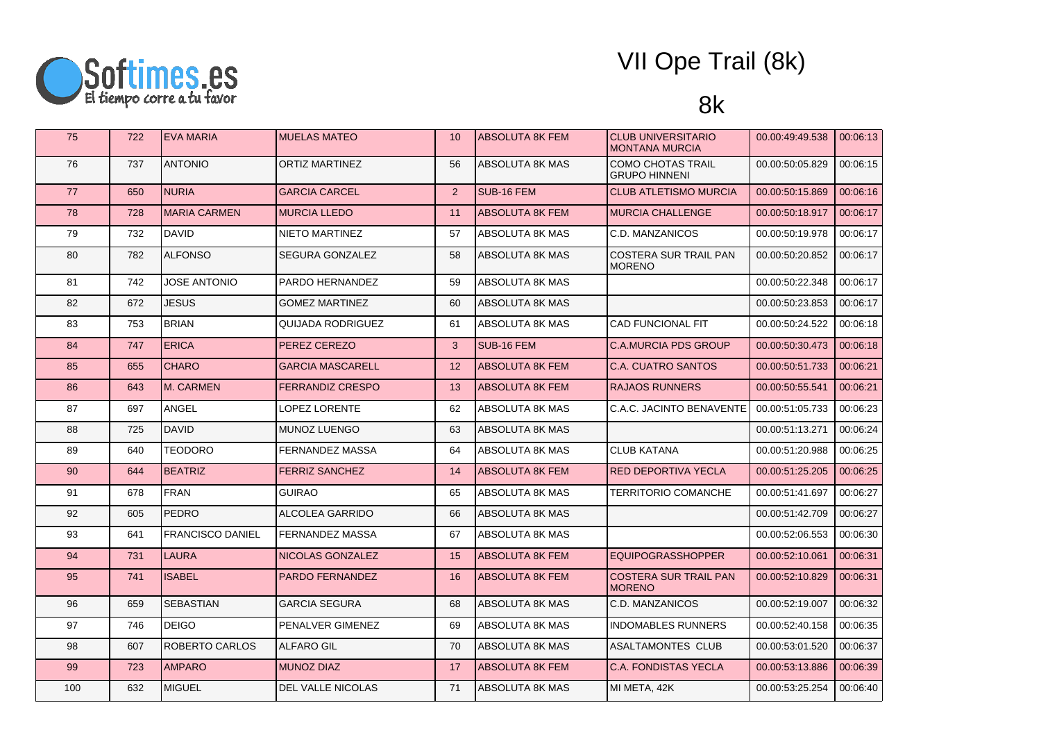# VII Ope Trail (8k)

## 8k

| | | | | | | | | |
|---|---|---|---|---|---|---|---|---|
| 75 | 722 | EVA MARIA | MUELAS MATEO | 10 | ABSOLUTA 8K FEM | CLUB UNIVERSITARIO MONTANA MURCIA | 00.00:49:49.538 | 00:06:13 |
| 76 | 737 | ANTONIO | ORTIZ MARTINEZ | 56 | ABSOLUTA 8K MAS | COMO CHOTAS TRAIL GRUPO HINNENI | 00.00:50:05.829 | 00:06:15 |
| 77 | 650 | NURIA | GARCIA CARCEL | 2 | SUB-16 FEM | CLUB ATLETISMO MURCIA | 00.00:50:15.869 | 00:06:16 |
| 78 | 728 | MARIA CARMEN | MURCIA LLEDO | 11 | ABSOLUTA 8K FEM | MURCIA CHALLENGE | 00.00:50:18.917 | 00:06:17 |
| 79 | 732 | DAVID | NIETO MARTINEZ | 57 | ABSOLUTA 8K MAS | C.D. MANZANICOS | 00.00:50:19.978 | 00:06:17 |
| 80 | 782 | ALFONSO | SEGURA GONZALEZ | 58 | ABSOLUTA 8K MAS | COSTERA SUR TRAIL PAN MORENO | 00.00:50:20.852 | 00:06:17 |
| 81 | 742 | JOSE ANTONIO | PARDO HERNANDEZ | 59 | ABSOLUTA 8K MAS | | 00.00:50:22.348 | 00:06:17 |
| 82 | 672 | JESUS | GOMEZ MARTINEZ | 60 | ABSOLUTA 8K MAS | | 00.00:50:23.853 | 00:06:17 |
| 83 | 753 | BRIAN | QUIJADA RODRIGUEZ | 61 | ABSOLUTA 8K MAS | CAD FUNCIONAL FIT | 00.00:50:24.522 | 00:06:18 |
| 84 | 747 | ERICA | PEREZ CEREZO | 3 | SUB-16 FEM | C.A.MURCIA PDS GROUP | 00.00:50:30.473 | 00:06:18 |
| 85 | 655 | CHARO | GARCIA MASCARELL | 12 | ABSOLUTA 8K FEM | C.A. CUATRO SANTOS | 00.00:50:51.733 | 00:06:21 |
| 86 | 643 | M. CARMEN | FERRANDIZ CRESPO | 13 | ABSOLUTA 8K FEM | RAJAOS RUNNERS | 00.00:50:55.541 | 00:06:21 |
| 87 | 697 | ANGEL | LOPEZ LORENTE | 62 | ABSOLUTA 8K MAS | C.A.C. JACINTO BENAVENTE | 00.00:51:05.733 | 00:06:23 |
| 88 | 725 | DAVID | MUNOZ LUENGO | 63 | ABSOLUTA 8K MAS | | 00.00:51:13.271 | 00:06:24 |
| 89 | 640 | TEODORO | FERNANDEZ MASSA | 64 | ABSOLUTA 8K MAS | CLUB KATANA | 00.00:51:20.988 | 00:06:25 |
| 90 | 644 | BEATRIZ | FERRIZ SANCHEZ | 14 | ABSOLUTA 8K FEM | RED DEPORTIVA YECLA | 00.00:51:25.205 | 00:06:25 |
| 91 | 678 | FRAN | GUIRAO | 65 | ABSOLUTA 8K MAS | TERRITORIO COMANCHE | 00.00:51:41.697 | 00:06:27 |
| 92 | 605 | PEDRO | ALCOLEA GARRIDO | 66 | ABSOLUTA 8K MAS | | 00.00:51:42.709 | 00:06:27 |
| 93 | 641 | FRANCISCO DANIEL | FERNANDEZ MASSA | 67 | ABSOLUTA 8K MAS | | 00.00:52:06.553 | 00:06:30 |
| 94 | 731 | LAURA | NICOLAS GONZALEZ | 15 | ABSOLUTA 8K FEM | EQUIPOGRASSHOPPER | 00.00:52:10.061 | 00:06:31 |
| 95 | 741 | ISABEL | PARDO FERNANDEZ | 16 | ABSOLUTA 8K FEM | COSTERA SUR TRAIL PAN MORENO | 00.00:52:10.829 | 00:06:31 |
| 96 | 659 | SEBASTIAN | GARCIA SEGURA | 68 | ABSOLUTA 8K MAS | C.D. MANZANICOS | 00.00:52:19.007 | 00:06:32 |
| 97 | 746 | DEIGO | PENALVER GIMENEZ | 69 | ABSOLUTA 8K MAS | INDOMABLES RUNNERS | 00.00:52:40.158 | 00:06:35 |
| 98 | 607 | ROBERTO CARLOS | ALFARO GIL | 70 | ABSOLUTA 8K MAS | ASALTAMONTES CLUB | 00.00:53:01.520 | 00:06:37 |
| 99 | 723 | AMPARO | MUNOZ DIAZ | 17 | ABSOLUTA 8K FEM | C.A. FONDISTAS YECLA | 00.00:53:13.886 | 00:06:39 |
| 100 | 632 | MIGUEL | DEL VALLE NICOLAS | 71 | ABSOLUTA 8K MAS | MI META, 42K | 00.00:53:25.254 | 00:06:40 |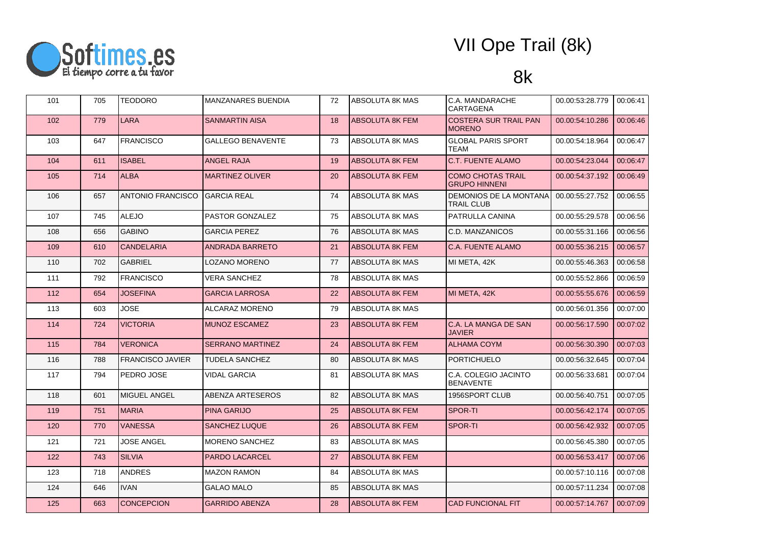# VII Ope Trail (8k)

## 8k

| | | | | | | | | |
|---|---|---|---|---|---|---|---|---|
| 101 | 705 | TEODORO | MANZANARES BUENDIA | 72 | ABSOLUTA 8K MAS | C.A. MANDARACHE CARTAGENA | 00.00:53:28.779 | 00:06:41 |
| 102 | 779 | LARA | SANMARTIN AISA | 18 | ABSOLUTA 8K FEM | COSTERA SUR TRAIL PAN MORENO | 00.00:54:10.286 | 00:06:46 |
| 103 | 647 | FRANCISCO | GALLEGO BENAVENTE | 73 | ABSOLUTA 8K MAS | GLOBAL PARIS SPORT TEAM | 00.00:54:18.964 | 00:06:47 |
| 104 | 611 | ISABEL | ANGEL RAJA | 19 | ABSOLUTA 8K FEM | C.T. FUENTE ALAMO | 00.00:54:23.044 | 00:06:47 |
| 105 | 714 | ALBA | MARTINEZ OLIVER | 20 | ABSOLUTA 8K FEM | COMO CHOTAS TRAIL GRUPO HINNENI | 00.00:54:37.192 | 00:06:49 |
| 106 | 657 | ANTONIO FRANCISCO | GARCIA REAL | 74 | ABSOLUTA 8K MAS | DEMONIOS DE LA MONTANA TRAIL CLUB | 00.00:55:27.752 | 00:06:55 |
| 107 | 745 | ALEJO | PASTOR GONZALEZ | 75 | ABSOLUTA 8K MAS | PATRULLA CANINA | 00.00:55:29.578 | 00:06:56 |
| 108 | 656 | GABINO | GARCIA PEREZ | 76 | ABSOLUTA 8K MAS | C.D. MANZANICOS | 00.00:55:31.166 | 00:06:56 |
| 109 | 610 | CANDELARIA | ANDRADA BARRETO | 21 | ABSOLUTA 8K FEM | C.A. FUENTE ALAMO | 00.00:55:36.215 | 00:06:57 |
| 110 | 702 | GABRIEL | LOZANO MORENO | 77 | ABSOLUTA 8K MAS | MI META, 42K | 00.00:55:46.363 | 00:06:58 |
| 111 | 792 | FRANCISCO | VERA SANCHEZ | 78 | ABSOLUTA 8K MAS | | 00.00:55:52.866 | 00:06:59 |
| 112 | 654 | JOSEFINA | GARCIA LARROSA | 22 | ABSOLUTA 8K FEM | MI META, 42K | 00.00:55:55.676 | 00:06:59 |
| 113 | 603 | JOSE | ALCARAZ MORENO | 79 | ABSOLUTA 8K MAS | | 00.00:56:01.356 | 00:07:00 |
| 114 | 724 | VICTORIA | MUNOZ ESCAMEZ | 23 | ABSOLUTA 8K FEM | C.A. LA MANGA DE SAN JAVIER | 00.00:56:17.590 | 00:07:02 |
| 115 | 784 | VERONICA | SERRANO MARTINEZ | 24 | ABSOLUTA 8K FEM | ALHAMA COYM | 00.00:56:30.390 | 00:07:03 |
| 116 | 788 | FRANCISCO JAVIER | TUDELA SANCHEZ | 80 | ABSOLUTA 8K MAS | PORTICHUELO | 00.00:56:32.645 | 00:07:04 |
| 117 | 794 | PEDRO JOSE | VIDAL GARCIA | 81 | ABSOLUTA 8K MAS | C.A. COLEGIO JACINTO BENAVENTE | 00.00:56:33.681 | 00:07:04 |
| 118 | 601 | MIGUEL ANGEL | ABENZA ARTESEROS | 82 | ABSOLUTA 8K MAS | 1956SPORT CLUB | 00.00:56:40.751 | 00:07:05 |
| 119 | 751 | MARIA | PINA GARIJO | 25 | ABSOLUTA 8K FEM | SPOR-TI | 00.00:56:42.174 | 00:07:05 |
| 120 | 770 | VANESSA | SANCHEZ LUQUE | 26 | ABSOLUTA 8K FEM | SPOR-TI | 00.00:56:42.932 | 00:07:05 |
| 121 | 721 | JOSE ANGEL | MORENO SANCHEZ | 83 | ABSOLUTA 8K MAS | | 00.00:56:45.380 | 00:07:05 |
| 122 | 743 | SILVIA | PARDO LACARCEL | 27 | ABSOLUTA 8K FEM | | 00.00:56:53.417 | 00:07:06 |
| 123 | 718 | ANDRES | MAZON RAMON | 84 | ABSOLUTA 8K MAS | | 00.00:57:10.116 | 00:07:08 |
| 124 | 646 | IVAN | GALAO MALO | 85 | ABSOLUTA 8K MAS | | 00.00:57:11.234 | 00:07:08 |
| 125 | 663 | CONCEPCION | GARRIDO ABENZA | 28 | ABSOLUTA 8K FEM | CAD FUNCIONAL FIT | 00.00:57:14.767 | 00:07:09 |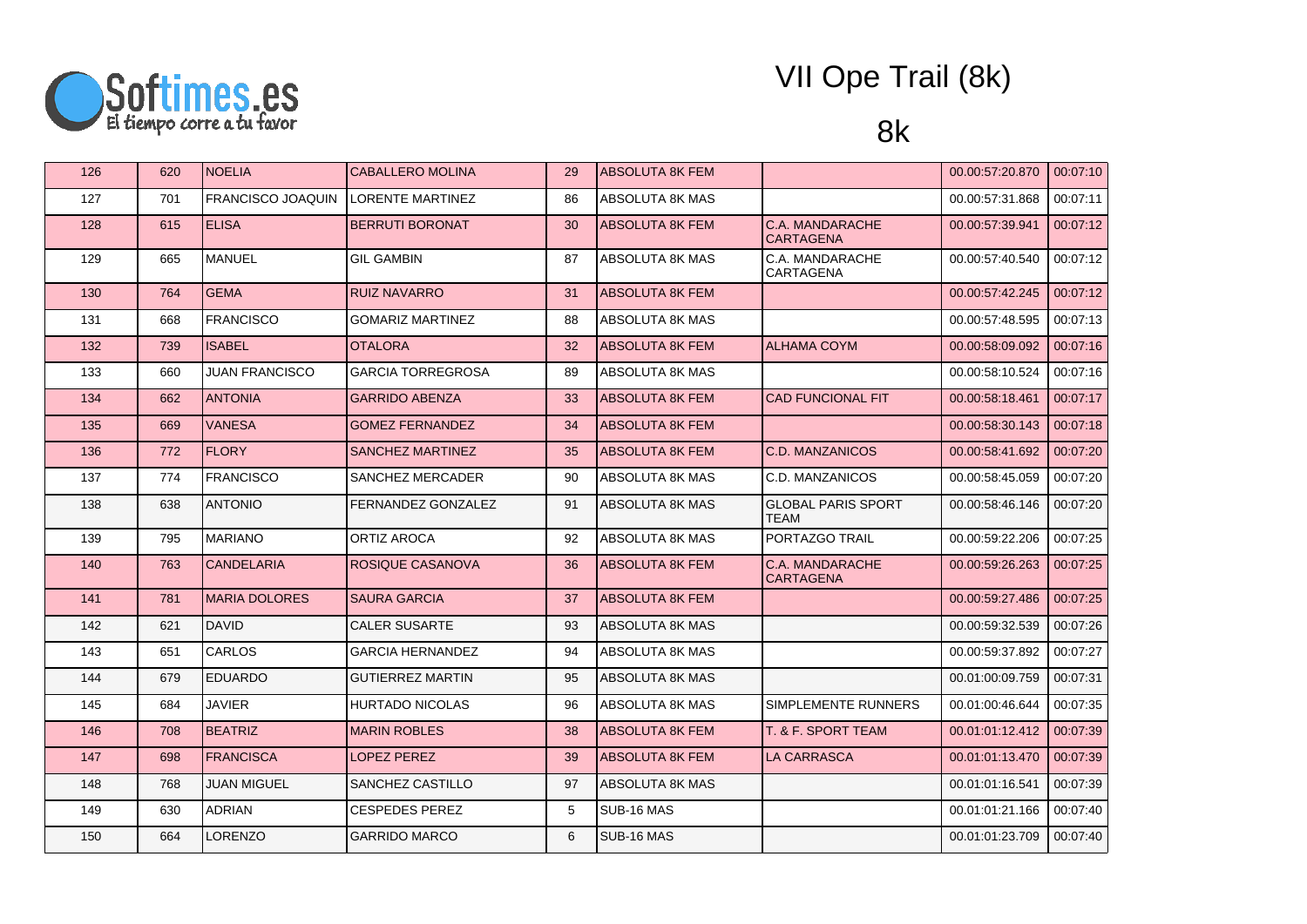# VII Ope Trail (8k)

## 8k

| | | | | | | | | |
|---|---|---|---|---|---|---|---|---|
| 126 | 620 | NOELIA | CABALLERO MOLINA | 29 | ABSOLUTA 8K FEM | | 00.00:57:20.870 | 00:07:10 |
| 127 | 701 | FRANCISCO JOAQUIN | LORENTE MARTINEZ | 86 | ABSOLUTA 8K MAS | | 00.00:57:31.868 | 00:07:11 |
| 128 | 615 | ELISA | BERRUTI BORONAT | 30 | ABSOLUTA 8K FEM | C.A. MANDARACHE CARTAGENA | 00.00:57:39.941 | 00:07:12 |
| 129 | 665 | MANUEL | GIL GAMBIN | 87 | ABSOLUTA 8K MAS | C.A. MANDARACHE CARTAGENA | 00.00:57:40.540 | 00:07:12 |
| 130 | 764 | GEMA | RUIZ NAVARRO | 31 | ABSOLUTA 8K FEM | | 00.00:57:42.245 | 00:07:12 |
| 131 | 668 | FRANCISCO | GOMARIZ MARTINEZ | 88 | ABSOLUTA 8K MAS | | 00.00:57:48.595 | 00:07:13 |
| 132 | 739 | ISABEL | OTALORA | 32 | ABSOLUTA 8K FEM | ALHAMA COYM | 00.00:58:09.092 | 00:07:16 |
| 133 | 660 | JUAN FRANCISCO | GARCIA TORREGROSA | 89 | ABSOLUTA 8K MAS | | 00.00:58:10.524 | 00:07:16 |
| 134 | 662 | ANTONIA | GARRIDO ABENZA | 33 | ABSOLUTA 8K FEM | CAD FUNCIONAL FIT | 00.00:58:18.461 | 00:07:17 |
| 135 | 669 | VANESA | GOMEZ FERNANDEZ | 34 | ABSOLUTA 8K FEM | | 00.00:58:30.143 | 00:07:18 |
| 136 | 772 | FLORY | SANCHEZ MARTINEZ | 35 | ABSOLUTA 8K FEM | C.D. MANZANICOS | 00.00:58:41.692 | 00:07:20 |
| 137 | 774 | FRANCISCO | SANCHEZ MERCADER | 90 | ABSOLUTA 8K MAS | C.D. MANZANICOS | 00.00:58:45.059 | 00:07:20 |
| 138 | 638 | ANTONIO | FERNANDEZ GONZALEZ | 91 | ABSOLUTA 8K MAS | GLOBAL PARIS SPORT TEAM | 00.00:58:46.146 | 00:07:20 |
| 139 | 795 | MARIANO | ORTIZ AROCA | 92 | ABSOLUTA 8K MAS | PORTAZGO TRAIL | 00.00:59:22.206 | 00:07:25 |
| 140 | 763 | CANDELARIA | ROSIQUE CASANOVA | 36 | ABSOLUTA 8K FEM | C.A. MANDARACHE CARTAGENA | 00.00:59:26.263 | 00:07:25 |
| 141 | 781 | MARIA DOLORES | SAURA GARCIA | 37 | ABSOLUTA 8K FEM | | 00.00:59:27.486 | 00:07:25 |
| 142 | 621 | DAVID | CALER SUSARTE | 93 | ABSOLUTA 8K MAS | | 00.00:59:32.539 | 00:07:26 |
| 143 | 651 | CARLOS | GARCIA HERNANDEZ | 94 | ABSOLUTA 8K MAS | | 00.00:59:37.892 | 00:07:27 |
| 144 | 679 | EDUARDO | GUTIERREZ MARTIN | 95 | ABSOLUTA 8K MAS | | 00.01:00:09.759 | 00:07:31 |
| 145 | 684 | JAVIER | HURTADO NICOLAS | 96 | ABSOLUTA 8K MAS | SIMPLEMENTE RUNNERS | 00.01:00:46.644 | 00:07:35 |
| 146 | 708 | BEATRIZ | MARIN ROBLES | 38 | ABSOLUTA 8K FEM | T. & F. SPORT TEAM | 00.01:01:12.412 | 00:07:39 |
| 147 | 698 | FRANCISCA | LOPEZ PEREZ | 39 | ABSOLUTA 8K FEM | LA CARRASCA | 00.01:01:13.470 | 00:07:39 |
| 148 | 768 | JUAN MIGUEL | SANCHEZ CASTILLO | 97 | ABSOLUTA 8K MAS | | 00.01:01:16.541 | 00:07:39 |
| 149 | 630 | ADRIAN | CESPEDES PEREZ | 5 | SUB-16 MAS | | 00.01:01:21.166 | 00:07:40 |
| 150 | 664 | LORENZO | GARRIDO MARCO | 6 | SUB-16 MAS | | 00.01:01:23.709 | 00:07:40 |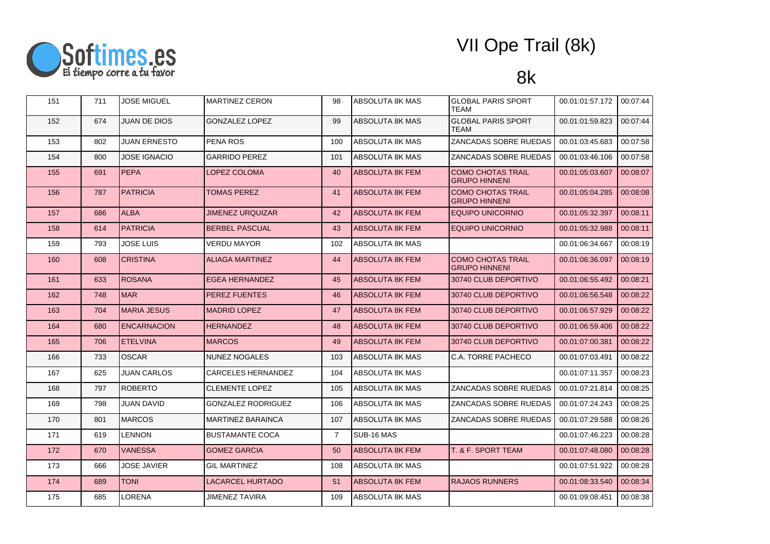# VII Ope Trail (8k)

## 8k

| | | | | | | | | |
|---|---|---|---|---|---|---|---|---|
| 151 | 711 | JOSE MIGUEL | MARTINEZ CERON | 98 | ABSOLUTA 8K MAS | GLOBAL PARIS SPORT TEAM | 00.01:01:57.172 | 00:07:44 |
| 152 | 674 | JUAN DE DIOS | GONZALEZ LOPEZ | 99 | ABSOLUTA 8K MAS | GLOBAL PARIS SPORT TEAM | 00.01:01:59.823 | 00:07:44 |
| 153 | 802 | JUAN ERNESTO | PENA ROS | 100 | ABSOLUTA 8K MAS | ZANCADAS SOBRE RUEDAS | 00.01:03:45.683 | 00:07:58 |
| 154 | 800 | JOSE IGNACIO | GARRIDO PEREZ | 101 | ABSOLUTA 8K MAS | ZANCADAS SOBRE RUEDAS | 00.01:03:46.106 | 00:07:58 |
| 155 | 691 | PEPA | LOPEZ COLOMA | 40 | ABSOLUTA 8K FEM | COMO CHOTAS TRAIL GRUPO HINNENI | 00.01:05:03.607 | 00:08:07 |
| 156 | 787 | PATRICIA | TOMAS PEREZ | 41 | ABSOLUTA 8K FEM | COMO CHOTAS TRAIL GRUPO HINNENI | 00.01:05:04.285 | 00:08:08 |
| 157 | 686 | ALBA | JIMENEZ URQUIZAR | 42 | ABSOLUTA 8K FEM | EQUIPO UNICORNIO | 00.01:05:32.397 | 00:08:11 |
| 158 | 614 | PATRICIA | BERBEL PASCUAL | 43 | ABSOLUTA 8K FEM | EQUIPO UNICORNIO | 00.01:05:32.988 | 00:08:11 |
| 159 | 793 | JOSE LUIS | VERDU MAYOR | 102 | ABSOLUTA 8K MAS | | 00.01:06:34.667 | 00:08:19 |
| 160 | 608 | CRISTINA | ALIAGA MARTINEZ | 44 | ABSOLUTA 8K FEM | COMO CHOTAS TRAIL GRUPO HINNENI | 00.01:06:36.097 | 00:08:19 |
| 161 | 633 | ROSANA | EGEA HERNANDEZ | 45 | ABSOLUTA 8K FEM | 30740 CLUB DEPORTIVO | 00.01:06:55.492 | 00:08:21 |
| 162 | 748 | MAR | PEREZ FUENTES | 46 | ABSOLUTA 8K FEM | 30740 CLUB DEPORTIVO | 00.01:06:56.548 | 00:08:22 |
| 163 | 704 | MARIA JESUS | MADRID LOPEZ | 47 | ABSOLUTA 8K FEM | 30740 CLUB DEPORTIVO | 00.01:06:57.929 | 00:08:22 |
| 164 | 680 | ENCARNACION | HERNANDEZ | 48 | ABSOLUTA 8K FEM | 30740 CLUB DEPORTIVO | 00.01:06:59.406 | 00:08:22 |
| 165 | 706 | ETELVINA | MARCOS | 49 | ABSOLUTA 8K FEM | 30740 CLUB DEPORTIVO | 00.01:07:00.381 | 00:08:22 |
| 166 | 733 | OSCAR | NUNEZ NOGALES | 103 | ABSOLUTA 8K MAS | C.A. TORRE PACHECO | 00.01:07:03.491 | 00:08:22 |
| 167 | 625 | JUAN CARLOS | CARCELES HERNANDEZ | 104 | ABSOLUTA 8K MAS | | 00.01:07:11.357 | 00:08:23 |
| 168 | 797 | ROBERTO | CLEMENTE LOPEZ | 105 | ABSOLUTA 8K MAS | ZANCADAS SOBRE RUEDAS | 00.01:07:21.814 | 00:08:25 |
| 169 | 798 | JUAN DAVID | GONZALEZ RODRIGUEZ | 106 | ABSOLUTA 8K MAS | ZANCADAS SOBRE RUEDAS | 00.01:07:24.243 | 00:08:25 |
| 170 | 801 | MARCOS | MARTINEZ BARAINCA | 107 | ABSOLUTA 8K MAS | ZANCADAS SOBRE RUEDAS | 00.01:07:29.588 | 00:08:26 |
| 171 | 619 | LENNON | BUSTAMANTE COCA | 7 | SUB-16 MAS | | 00.01:07:46.223 | 00:08:28 |
| 172 | 670 | VANESSA | GOMEZ GARCIA | 50 | ABSOLUTA 8K FEM | T. & F. SPORT TEAM | 00.01:07:48.080 | 00:08:28 |
| 173 | 666 | JOSE JAVIER | GIL MARTINEZ | 108 | ABSOLUTA 8K MAS | | 00.01:07:51.922 | 00:08:28 |
| 174 | 689 | TONI | LACARCEL HURTADO | 51 | ABSOLUTA 8K FEM | RAJAOS RUNNERS | 00.01:08:33.540 | 00:08:34 |
| 175 | 685 | LORENA | JIMENEZ TAVIRA | 109 | ABSOLUTA 8K MAS | | 00.01:09:08.451 | 00:08:38 |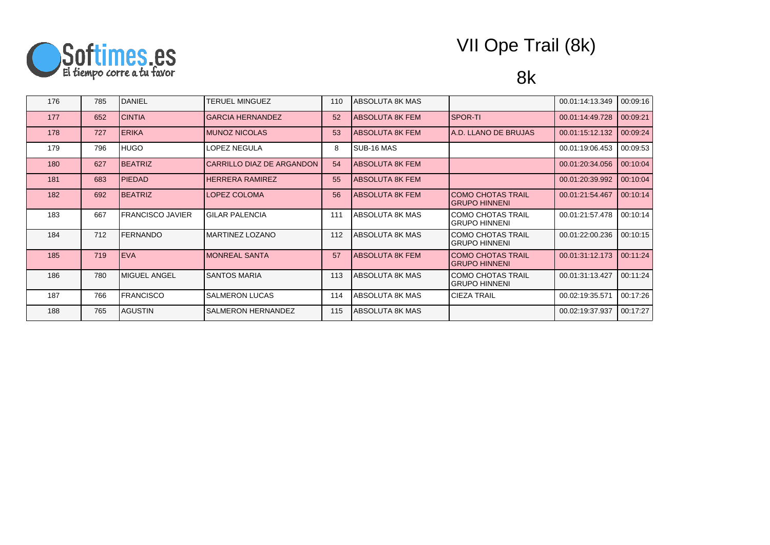# VII Ope Trail (8k)

## 8k

| | | | | | | | | |
|---|---|---|---|---|---|---|---|---|
| 176 | 785 | DANIEL | TERUEL MINGUEZ | 110 | ABSOLUTA 8K MAS | | 00.01:14:13.349 | 00:09:16 |
| 177 | 652 | CINTIA | GARCIA HERNANDEZ | 52 | ABSOLUTA 8K FEM | SPOR-TI | 00.01:14:49.728 | 00:09:21 |
| 178 | 727 | ERIKA | MUNOZ NICOLAS | 53 | ABSOLUTA 8K FEM | A.D. LLANO DE BRUJAS | 00.01:15:12.132 | 00:09:24 |
| 179 | 796 | HUGO | LOPEZ NEGULA | 8 | SUB-16 MAS | | 00.01:19:06.453 | 00:09:53 |
| 180 | 627 | BEATRIZ | CARRILLO DIAZ DE ARGANDON | 54 | ABSOLUTA 8K FEM | | 00.01:20:34.056 | 00:10:04 |
| 181 | 683 | PIEDAD | HERRERA RAMIREZ | 55 | ABSOLUTA 8K FEM | | 00.01:20:39.992 | 00:10:04 |
| 182 | 692 | BEATRIZ | LOPEZ COLOMA | 56 | ABSOLUTA 8K FEM | COMO CHOTAS TRAIL GRUPO HINNENI | 00.01:21:54.467 | 00:10:14 |
| 183 | 667 | FRANCISCO JAVIER | GILAR PALENCIA | 111 | ABSOLUTA 8K MAS | COMO CHOTAS TRAIL GRUPO HINNENI | 00.01:21:57.478 | 00:10:14 |
| 184 | 712 | FERNANDO | MARTINEZ LOZANO | 112 | ABSOLUTA 8K MAS | COMO CHOTAS TRAIL GRUPO HINNENI | 00.01:22:00.236 | 00:10:15 |
| 185 | 719 | EVA | MONREAL SANTA | 57 | ABSOLUTA 8K FEM | COMO CHOTAS TRAIL GRUPO HINNENI | 00.01:31:12.173 | 00:11:24 |
| 186 | 780 | MIGUEL ANGEL | SANTOS MARIA | 113 | ABSOLUTA 8K MAS | COMO CHOTAS TRAIL GRUPO HINNENI | 00.01:31:13.427 | 00:11:24 |
| 187 | 766 | FRANCISCO | SALMERON LUCAS | 114 | ABSOLUTA 8K MAS | CIEZA TRAIL | 00.02:19:35.571 | 00:17:26 |
| 188 | 765 | AGUSTIN | SALMERON HERNANDEZ | 115 | ABSOLUTA 8K MAS | | 00.02:19:37.937 | 00:17:27 |